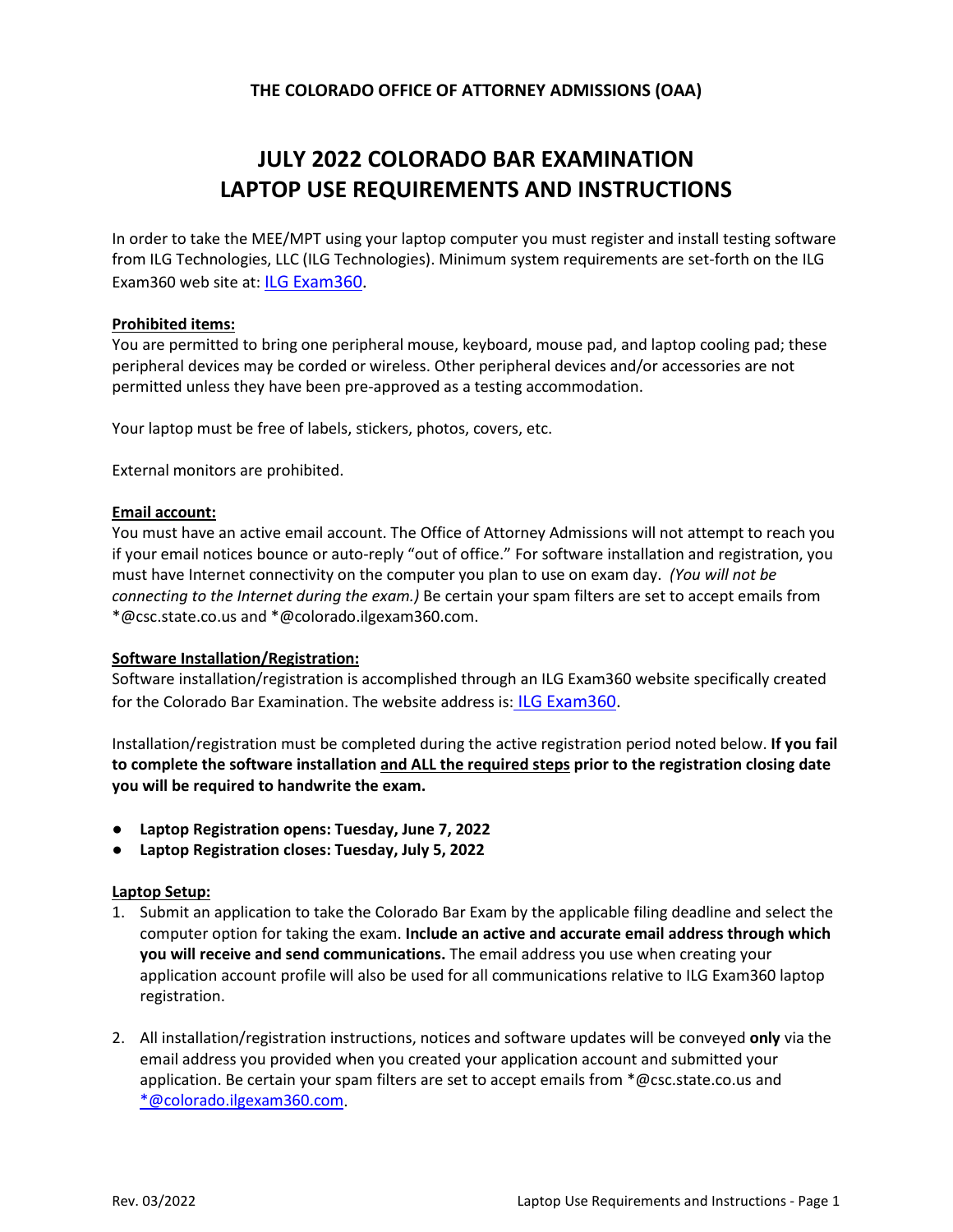## THE COLORADO OFFICE OF ATTORNEY ADMISSIONS (OAA)

# JULY 2022 COLORADO BAR EXAMINATION LAPTOP USE REQUIREMENTS AND INSTRUCTIONS

In order to take the MEE/MPT using your laptop computer you must register and install testing software from ILG Technologies, LLC (ILG Technologies). Minimum system requirements are set-forth on the ILG Exam360 web site at: ILG Exam360.

**Prohibited items:**
You are permitted to bring one peripheral mouse, keyboard, mouse pad, and laptop cooling pad; these peripheral devices may be corded or wireless. Other peripheral devices and/or accessories are not permitted unless they have been pre-approved as a testing accommodation.

Your laptop must be free of labels, stickers, photos, covers, etc.

External monitors are prohibited.

**Email account:**
You must have an active email account. The Office of Attorney Admissions will not attempt to reach you if your email notices bounce or auto-reply "out of office." For software installation and registration, you must have Internet connectivity on the computer you plan to use on exam day. *(You will not be connecting to the Internet during the exam.)* Be certain your spam filters are set to accept emails from *@csc.state.co.us and *@colorado.ilgexam360.com.

**Software Installation/Registration:**
Software installation/registration is accomplished through an ILG Exam360 website specifically created for the Colorado Bar Examination. The website address is: ILG Exam360.

Installation/registration must be completed during the active registration period noted below. **If you fail to complete the software installation and ALL the required steps prior to the registration closing date you will be required to handwrite the exam.**

- **Laptop Registration opens: Tuesday, June 7, 2022**
- **Laptop Registration closes: Tuesday, July 5, 2022**

**Laptop Setup:**

1. Submit an application to take the Colorado Bar Exam by the applicable filing deadline and select the computer option for taking the exam. **Include an active and accurate email address through which you will receive and send communications.** The email address you use when creating your application account profile will also be used for all communications relative to ILG Exam360 laptop registration.

2. All installation/registration instructions, notices and software updates will be conveyed **only** via the email address you provided when you created your application account and submitted your application. Be certain your spam filters are set to accept emails from *@csc.state.co.us and *@colorado.ilgexam360.com.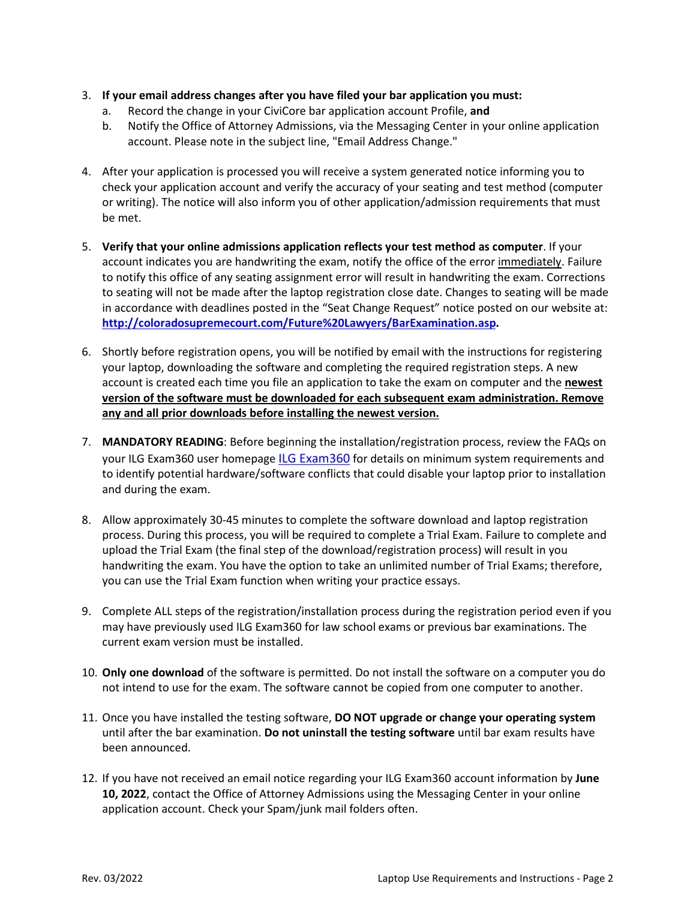3. **If your email address changes after you have filed your bar application you must:**
    a. Record the change in your CiviCore bar application account Profile, **and**
    b. Notify the Office of Attorney Admissions, via the Messaging Center in your online application account. Please note in the subject line, "Email Address Change."

4. After your application is processed you will receive a system generated notice informing you to check your application account and verify the accuracy of your seating and test method (computer or writing). The notice will also inform you of other application/admission requirements that must be met.

5. **Verify that your online admissions application reflects your test method as computer**. If your account indicates you are handwriting the exam, notify the office of the error immediately. Failure to notify this office of any seating assignment error will result in handwriting the exam. Corrections to seating will not be made after the laptop registration close date. Changes to seating will be made in accordance with deadlines posted in the "Seat Change Request" notice posted on our website at: **http://coloradosupremecourt.com/Future%20Lawyers/BarExamination.asp.**

6. Shortly before registration opens, you will be notified by email with the instructions for registering your laptop, downloading the software and completing the required registration steps. A new account is created each time you file an application to take the exam on computer and the **newest version of the software must be downloaded for each subsequent exam administration. Remove any and all prior downloads before installing the newest version.**

7. **MANDATORY READING**: Before beginning the installation/registration process, review the FAQs on your ILG Exam360 user homepage ILG Exam360 for details on minimum system requirements and to identify potential hardware/software conflicts that could disable your laptop prior to installation and during the exam.

8. Allow approximately 30-45 minutes to complete the software download and laptop registration process. During this process, you will be required to complete a Trial Exam. Failure to complete and upload the Trial Exam (the final step of the download/registration process) will result in you handwriting the exam. You have the option to take an unlimited number of Trial Exams; therefore, you can use the Trial Exam function when writing your practice essays.

9. Complete ALL steps of the registration/installation process during the registration period even if you may have previously used ILG Exam360 for law school exams or previous bar examinations. The current exam version must be installed.

10. **Only one download** of the software is permitted. Do not install the software on a computer you do not intend to use for the exam. The software cannot be copied from one computer to another.

11. Once you have installed the testing software, **DO NOT upgrade or change your operating system** until after the bar examination. **Do not uninstall the testing software** until bar exam results have been announced.

12. If you have not received an email notice regarding your ILG Exam360 account information by **June 10, 2022**, contact the Office of Attorney Admissions using the Messaging Center in your online application account. Check your Spam/junk mail folders often.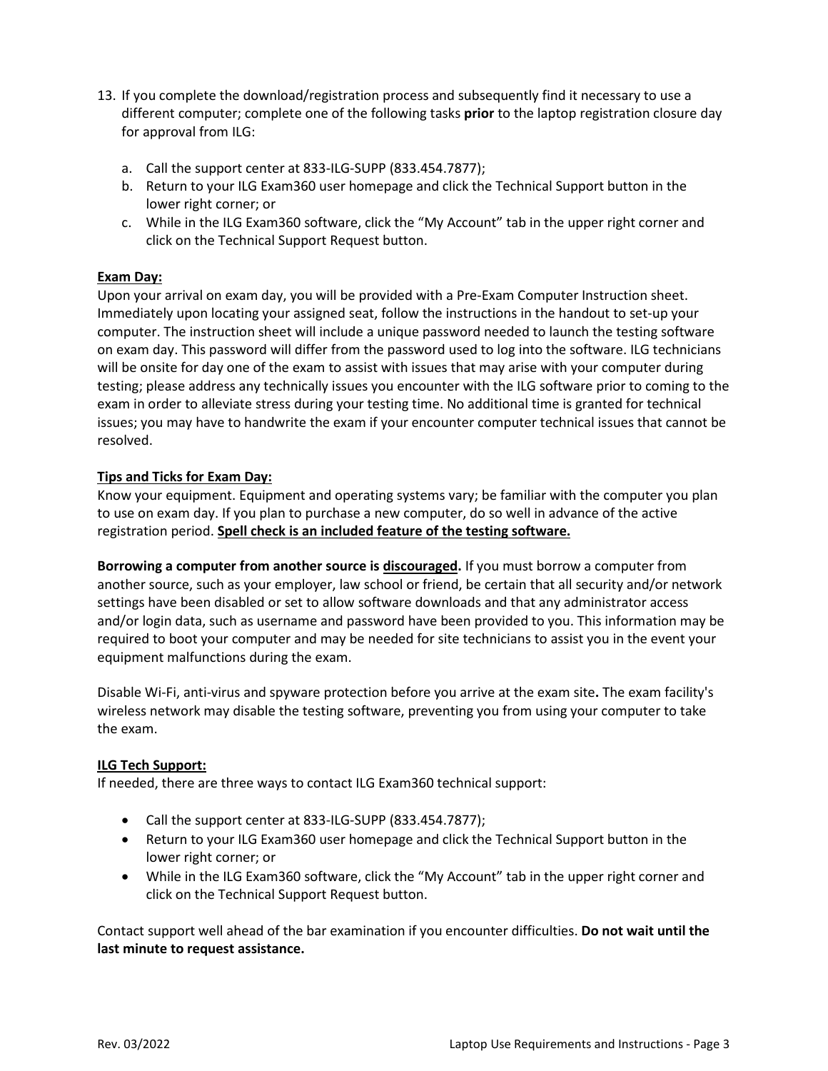13. If you complete the download/registration process and subsequently find it necessary to use a different computer; complete one of the following tasks **prior** to the laptop registration closure day for approval from ILG:

    a. Call the support center at 833-ILG-SUPP (833.454.7877);
    b. Return to your ILG Exam360 user homepage and click the Technical Support button in the lower right corner; or
    c. While in the ILG Exam360 software, click the "My Account" tab in the upper right corner and click on the Technical Support Request button.

**<u>Exam Day:</u>**
Upon your arrival on exam day, you will be provided with a Pre-Exam Computer Instruction sheet. Immediately upon locating your assigned seat, follow the instructions in the handout to set-up your computer. The instruction sheet will include a unique password needed to launch the testing software on exam day. This password will differ from the password used to log into the software. ILG technicians will be onsite for day one of the exam to assist with issues that may arise with your computer during testing; please address any technically issues you encounter with the ILG software prior to coming to the exam in order to alleviate stress during your testing time. No additional time is granted for technical issues; you may have to handwrite the exam if your encounter computer technical issues that cannot be resolved.

**<u>Tips and Ticks for Exam Day:</u>**
Know your equipment. Equipment and operating systems vary; be familiar with the computer you plan to use on exam day. If you plan to purchase a new computer, do so well in advance of the active registration period. **<u>Spell check is an included feature of the testing software.</u>**

**Borrowing a computer from another source is <u>discouraged</u>.** If you must borrow a computer from another source, such as your employer, law school or friend, be certain that all security and/or network settings have been disabled or set to allow software downloads and that any administrator access and/or login data, such as username and password have been provided to you. This information may be required to boot your computer and may be needed for site technicians to assist you in the event your equipment malfunctions during the exam.

Disable Wi-Fi, anti-virus and spyware protection before you arrive at the exam site**.** The exam facility's wireless network may disable the testing software, preventing you from using your computer to take the exam.

**<u>ILG Tech Support:</u>**
If needed, there are three ways to contact ILG Exam360 technical support:

- Call the support center at 833-ILG-SUPP (833.454.7877);
- Return to your ILG Exam360 user homepage and click the Technical Support button in the lower right corner; or
- While in the ILG Exam360 software, click the "My Account" tab in the upper right corner and click on the Technical Support Request button.

Contact support well ahead of the bar examination if you encounter difficulties. **Do not wait until the last minute to request assistance.**